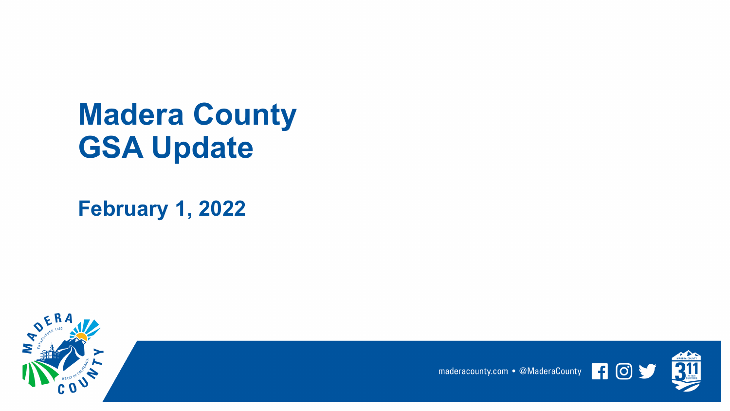# Madera County GSA Update

## February 1, 2022

maderacounty.com • @MaderaCounty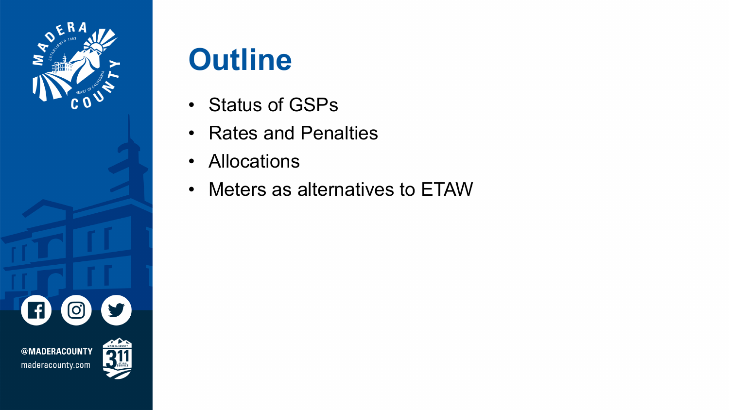# Outline

- Status of GSPs
- Rates and Penalties
- Allocations
- Meters as alternatives to ETAW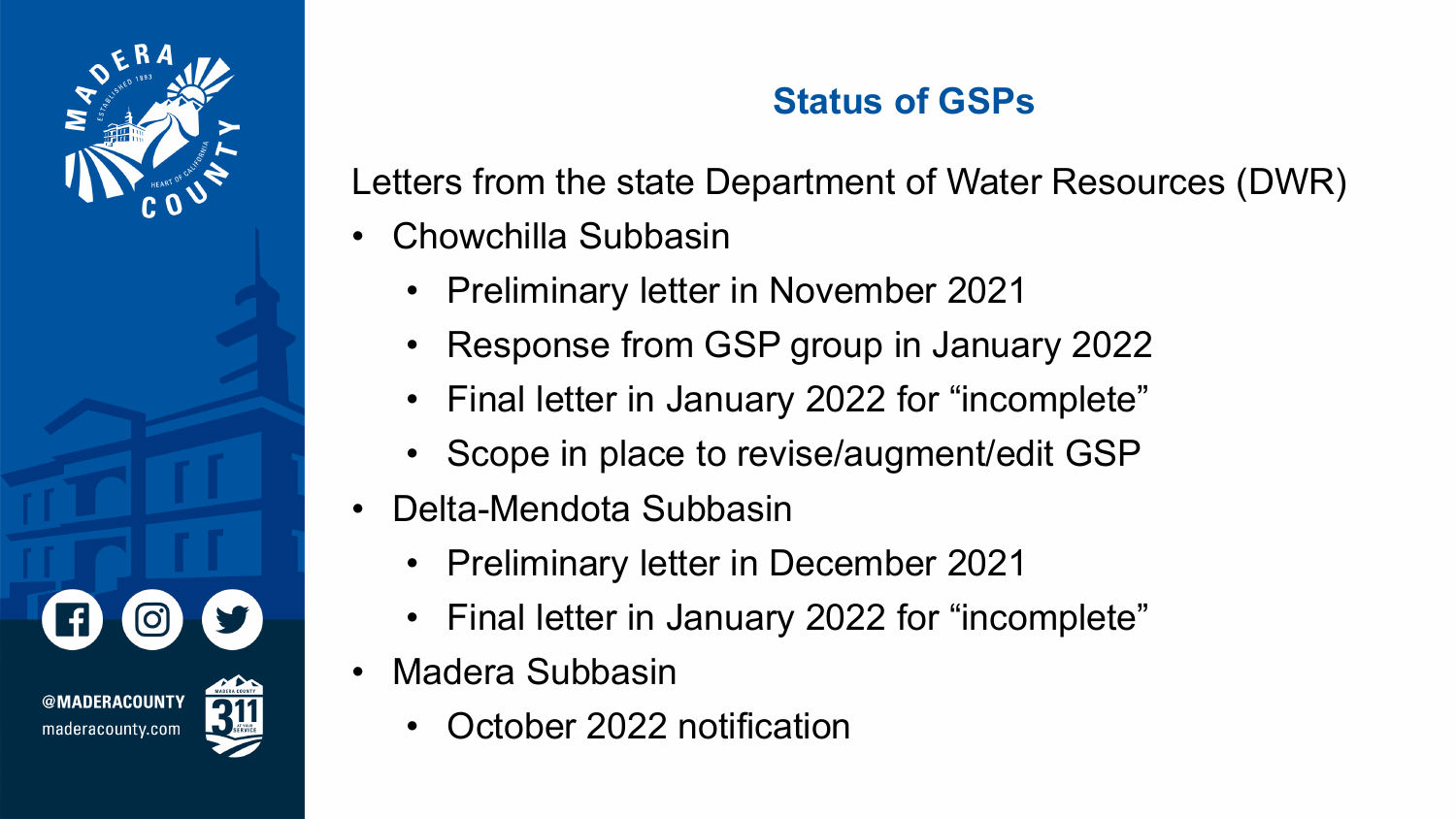## Status of GSPs

Letters from the state Department of Water Resources (DWR)

- Chowchilla Subbasin
  - Preliminary letter in November 2021
  - Response from GSP group in January 2022
  - Final letter in January 2022 for "incomplete"
  - Scope in place to revise/augment/edit GSP
- Delta-Mendota Subbasin
  - Preliminary letter in December 2021
  - Final letter in January 2022 for "incomplete"
- Madera Subbasin
  - October 2022 notification

@MADERACOUNTY

maderacounty.com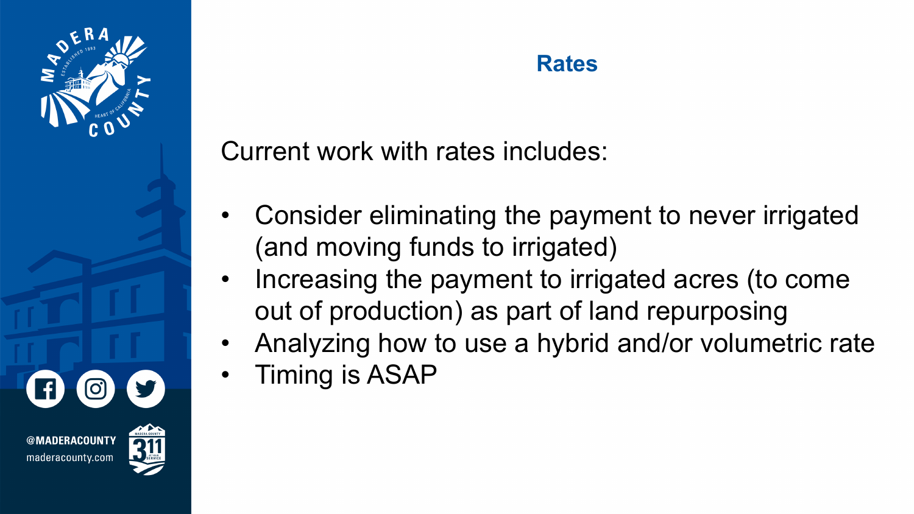# Rates

Current work with rates includes:

- Consider eliminating the payment to never irrigated (and moving funds to irrigated)
- Increasing the payment to irrigated acres (to come out of production) as part of land repurposing
- Analyzing how to use a hybrid and/or volumetric rate
- Timing is ASAP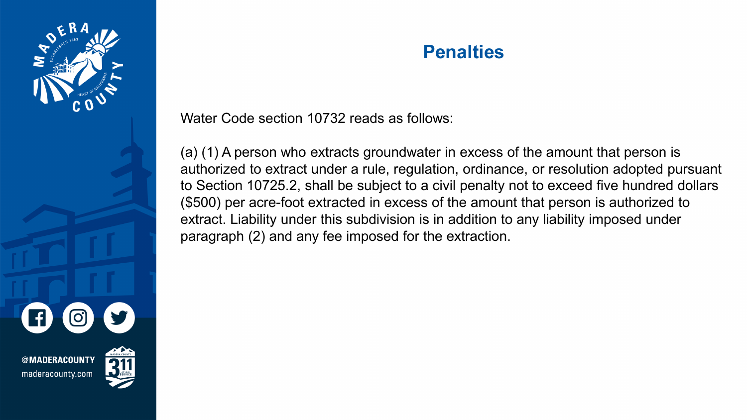# Penalties

Water Code section 10732 reads as follows:

(a) (1) A person who extracts groundwater in excess of the amount that person is authorized to extract under a rule, regulation, ordinance, or resolution adopted pursuant to Section 10725.2, shall be subject to a civil penalty not to exceed five hundred dollars ($500) per acre-foot extracted in excess of the amount that person is authorized to extract. Liability under this subdivision is in addition to any liability imposed under paragraph (2) and any fee imposed for the extraction.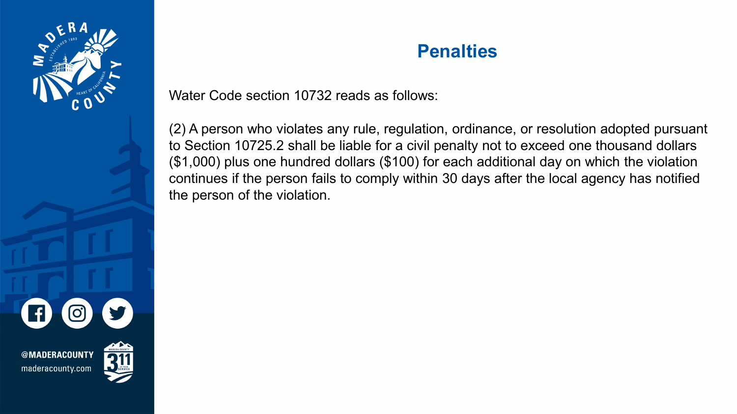# Penalties

Water Code section 10732 reads as follows:

(2) A person who violates any rule, regulation, ordinance, or resolution adopted pursuant to Section 10725.2 shall be liable for a civil penalty not to exceed one thousand dollars ($1,000) plus one hundred dollars ($100) for each additional day on which the violation continues if the person fails to comply within 30 days after the local agency has notified the person of the violation.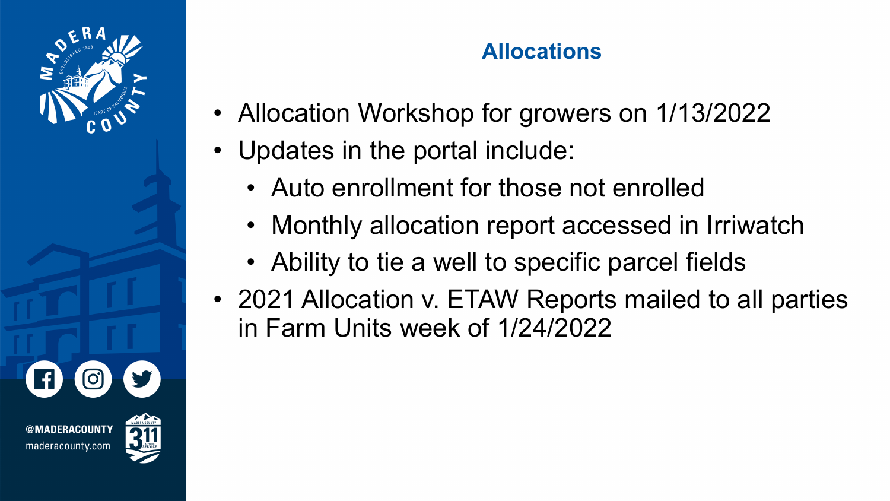# Allocations

- Allocation Workshop for growers on 1/13/2022
- Updates in the portal include:
  - Auto enrollment for those not enrolled
  - Monthly allocation report accessed in Irriwatch
  - Ability to tie a well to specific parcel fields
- 2021 Allocation v. ETAW Reports mailed to all parties in Farm Units week of 1/24/2022

@MADERACOUNTY
maderacounty.com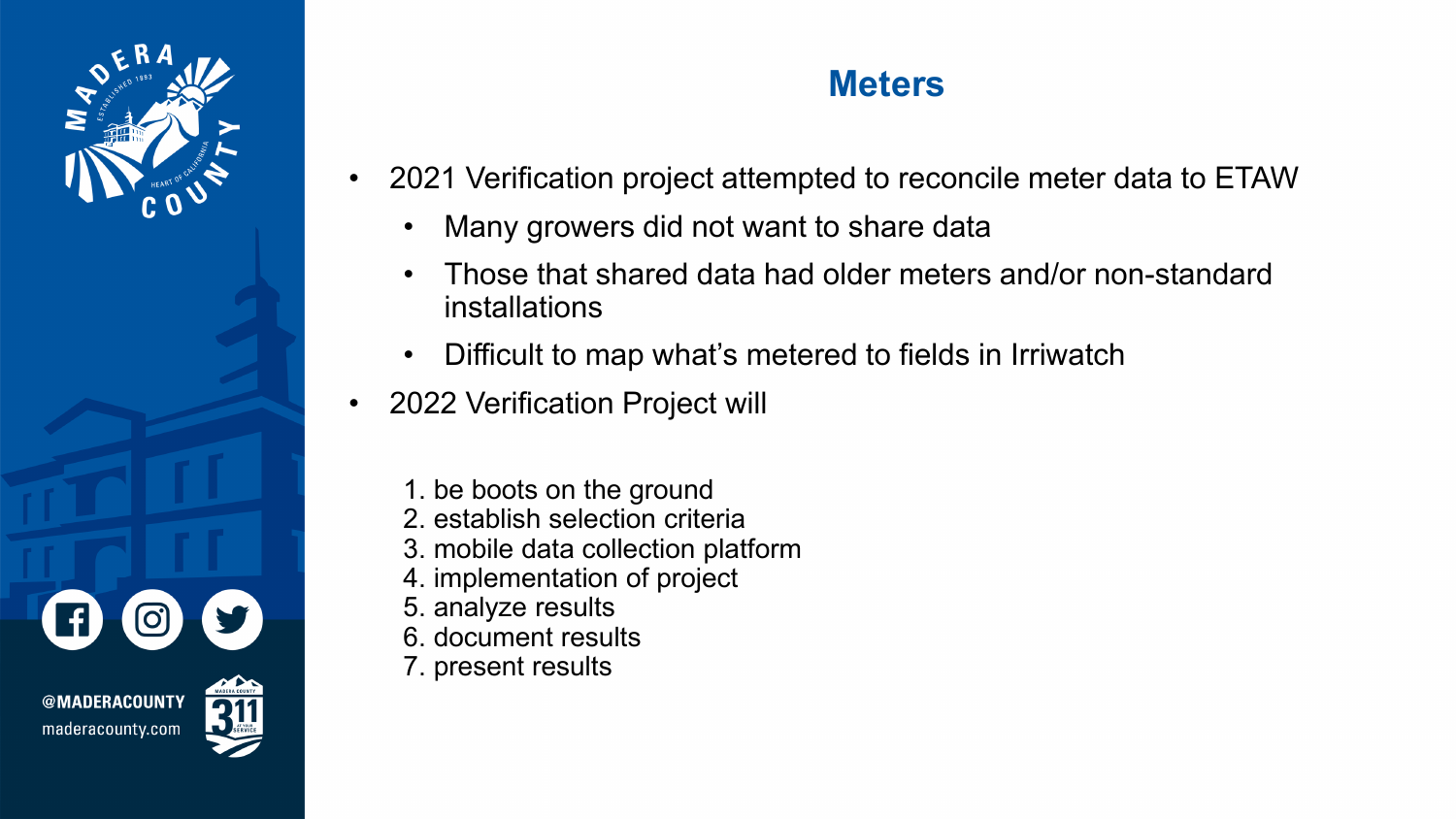# Meters

- 2021 Verification project attempted to reconcile meter data to ETAW
  - Many growers did not want to share data
  - Those that shared data had older meters and/or non-standard installations
  - Difficult to map what's metered to fields in Irriwatch
- 2022 Verification Project will

1. be boots on the ground
2. establish selection criteria
3. mobile data collection platform
4. implementation of project
5. analyze results
6. document results
7. present results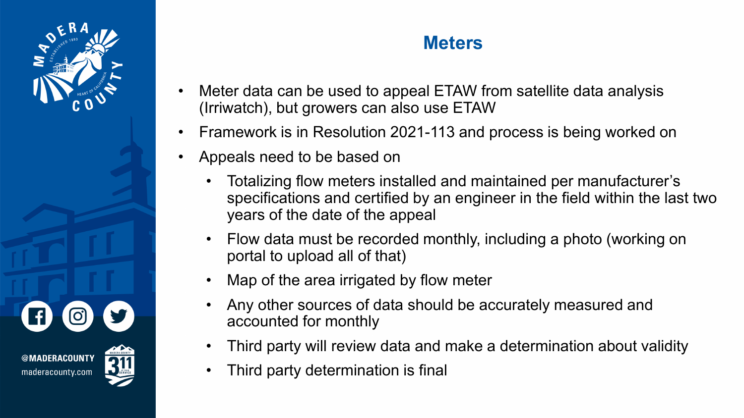# Meters

- Meter data can be used to appeal ETAW from satellite data analysis (Irriwatch), but growers can also use ETAW
- Framework is in Resolution 2021-113 and process is being worked on
- Appeals need to be based on
  - Totalizing flow meters installed and maintained per manufacturer's specifications and certified by an engineer in the field within the last two years of the date of the appeal
  - Flow data must be recorded monthly, including a photo (working on portal to upload all of that)
  - Map of the area irrigated by flow meter
  - Any other sources of data should be accurately measured and accounted for monthly
  - Third party will review data and make a determination about validity
  - Third party determination is final

@MADERACOUNTY
maderacounty.com